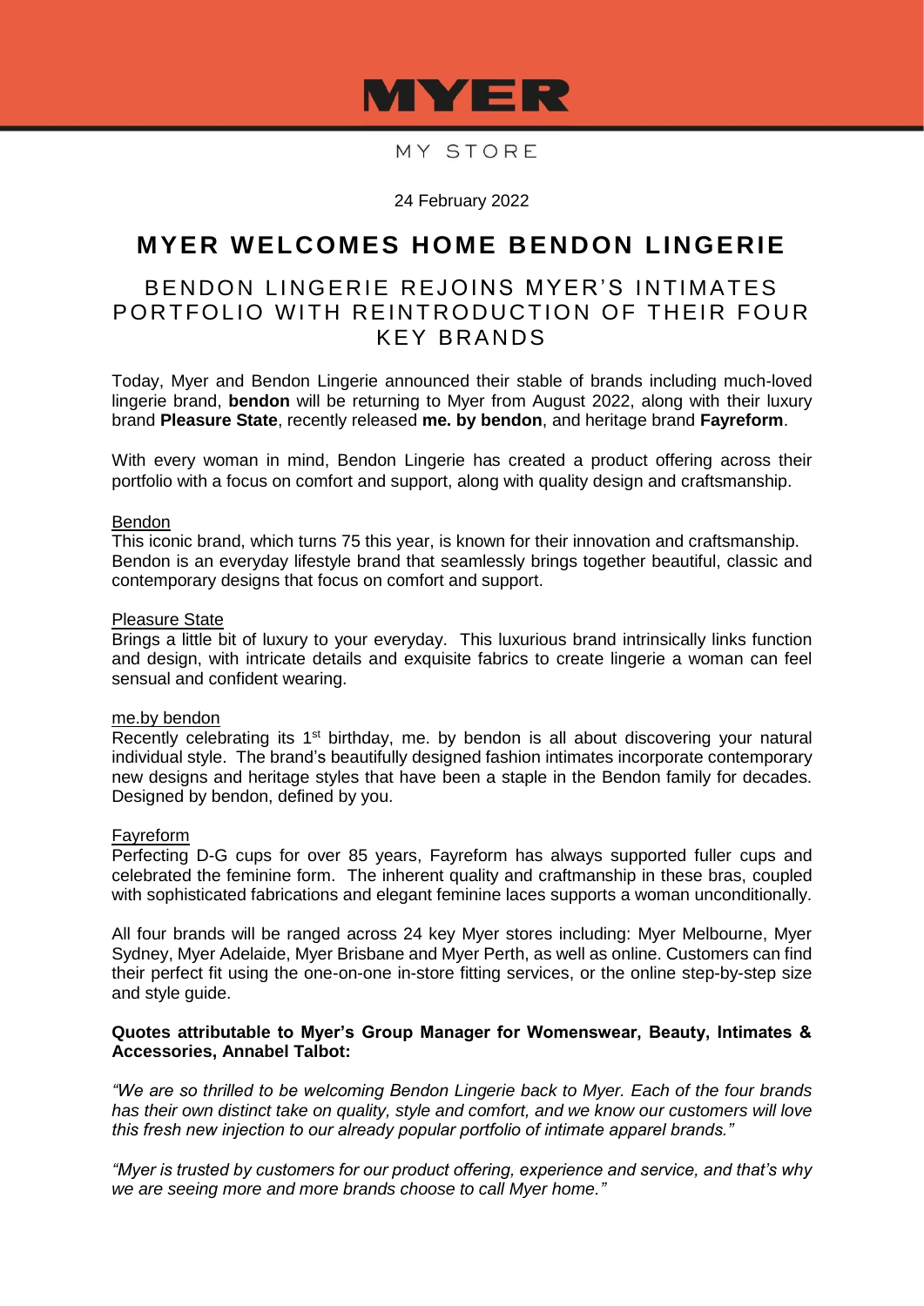MYER

MY STORE

24 February 2022

# MYER WELCOMES HOME BENDON LINGERIE

## BENDON LINGERIE REJOINS MYER'S INTIMATES PORTFOLIO WITH REINTRODUCTION OF THEIR FOUR KEY BRANDS

Today, Myer and Bendon Lingerie announced their stable of brands including much-loved lingerie brand, **bendon** will be returning to Myer from August 2022, along with their luxury brand **Pleasure State**, recently released **me. by bendon**, and heritage brand **Fayreform**.

With every woman in mind, Bendon Lingerie has created a product offering across their portfolio with a focus on comfort and support, along with quality design and craftsmanship.

<u>Bendon</u>
This iconic brand, which turns 75 this year, is known for their innovation and craftsmanship. Bendon is an everyday lifestyle brand that seamlessly brings together beautiful, classic and contemporary designs that focus on comfort and support.

<u>Pleasure State</u>
Brings a little bit of luxury to your everyday. This luxurious brand intrinsically links function and design, with intricate details and exquisite fabrics to create lingerie a woman can feel sensual and confident wearing.

<u>me.by bendon</u>
Recently celebrating its 1st birthday, me. by bendon is all about discovering your natural individual style. The brand's beautifully designed fashion intimates incorporate contemporary new designs and heritage styles that have been a staple in the Bendon family for decades. Designed by bendon, defined by you.

<u>Fayreform</u>
Perfecting D-G cups for over 85 years, Fayreform has always supported fuller cups and celebrated the feminine form. The inherent quality and craftmanship in these bras, coupled with sophisticated fabrications and elegant feminine laces supports a woman unconditionally.

All four brands will be ranged across 24 key Myer stores including: Myer Melbourne, Myer Sydney, Myer Adelaide, Myer Brisbane and Myer Perth, as well as online. Customers can find their perfect fit using the one-on-one in-store fitting services, or the online step-by-step size and style guide.

**Quotes attributable to Myer's Group Manager for Womenswear, Beauty, Intimates & Accessories, Annabel Talbot:**

*"We are so thrilled to be welcoming Bendon Lingerie back to Myer. Each of the four brands has their own distinct take on quality, style and comfort, and we know our customers will love this fresh new injection to our already popular portfolio of intimate apparel brands."*

*"Myer is trusted by customers for our product offering, experience and service, and that's why we are seeing more and more brands choose to call Myer home."*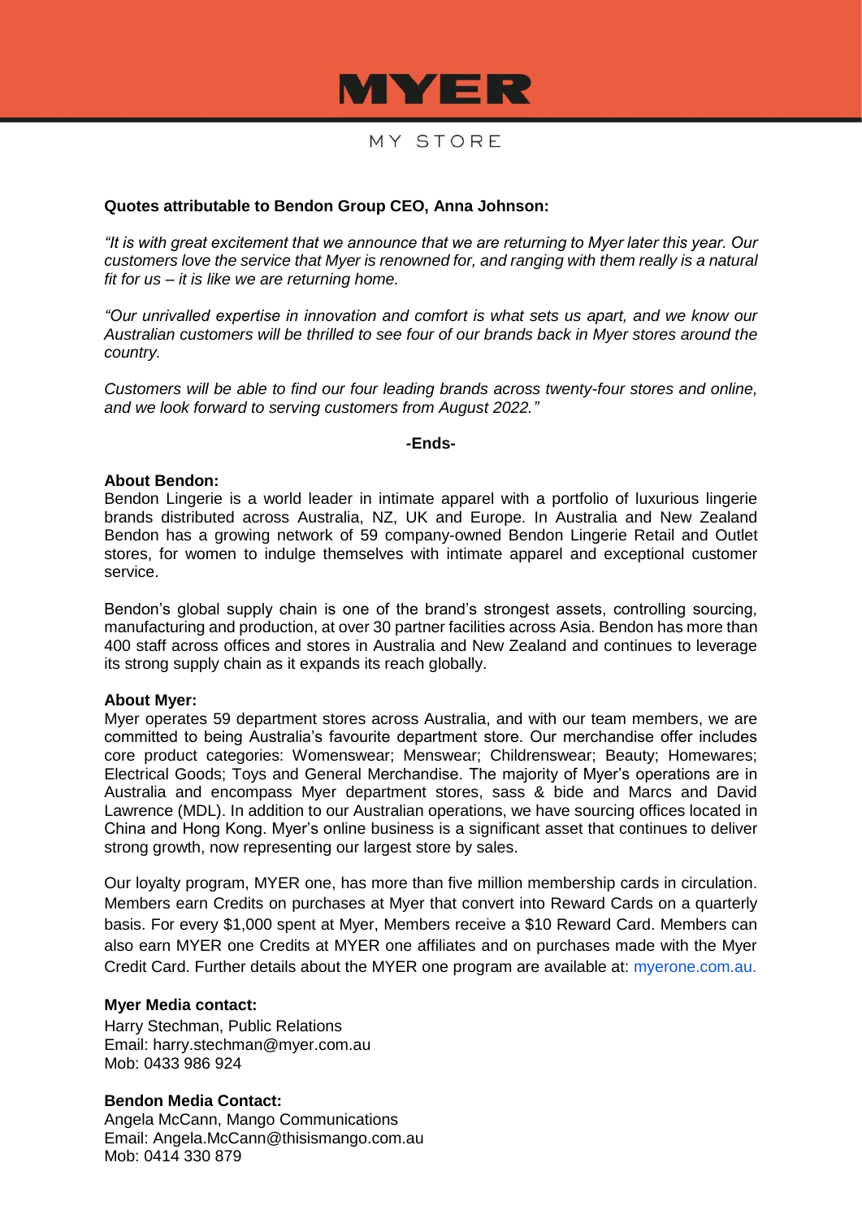**Quotes attributable to Bendon Group CEO, Anna Johnson:**

*"It is with great excitement that we announce that we are returning to Myer later this year. Our customers love the service that Myer is renowned for, and ranging with them really is a natural fit for us – it is like we are returning home.*

*"Our unrivalled expertise in innovation and comfort is what sets us apart, and we know our Australian customers will be thrilled to see four of our brands back in Myer stores around the country.*

*Customers will be able to find our four leading brands across twenty-four stores and online, and we look forward to serving customers from August 2022."*

**-Ends-**

**About Bendon:**
Bendon Lingerie is a world leader in intimate apparel with a portfolio of luxurious lingerie brands distributed across Australia, NZ, UK and Europe. In Australia and New Zealand Bendon has a growing network of 59 company-owned Bendon Lingerie Retail and Outlet stores, for women to indulge themselves with intimate apparel and exceptional customer service.

Bendon's global supply chain is one of the brand's strongest assets, controlling sourcing, manufacturing and production, at over 30 partner facilities across Asia. Bendon has more than 400 staff across offices and stores in Australia and New Zealand and continues to leverage its strong supply chain as it expands its reach globally.

**About Myer:**
Myer operates 59 department stores across Australia, and with our team members, we are committed to being Australia's favourite department store. Our merchandise offer includes core product categories: Womenswear; Menswear; Childrenswear; Beauty; Homewares; Electrical Goods; Toys and General Merchandise. The majority of Myer's operations are in Australia and encompass Myer department stores, sass & bide and Marcs and David Lawrence (MDL). In addition to our Australian operations, we have sourcing offices located in China and Hong Kong. Myer's online business is a significant asset that continues to deliver strong growth, now representing our largest store by sales.

Our loyalty program, MYER one, has more than five million membership cards in circulation. Members earn Credits on purchases at Myer that convert into Reward Cards on a quarterly basis. For every $1,000 spent at Myer, Members receive a $10 Reward Card. Members can also earn MYER one Credits at MYER one affiliates and on purchases made with the Myer Credit Card. Further details about the MYER one program are available at: myerone.com.au.

**Myer Media contact:**
Harry Stechman, Public Relations
Email: harry.stechman@myer.com.au
Mob: 0433 986 924

**Bendon Media Contact:**
Angela McCann, Mango Communications
Email: Angela.McCann@thisismango.com.au
Mob: 0414 330 879